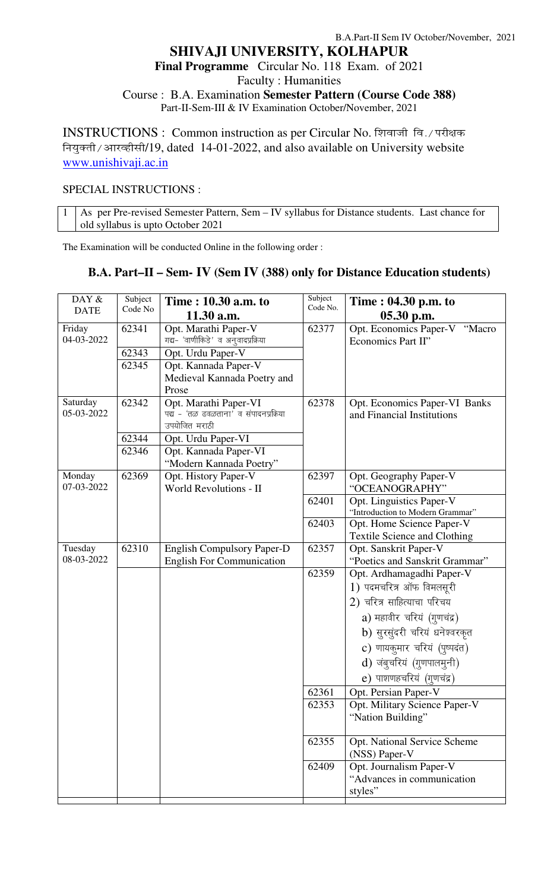B.A.Part-II Sem IV October/November, 2021

# SHIVAJI UNIVERSITY, KOLHAPUR

**Final Programme** Circular No. 118 Exam. of 2021

Faculty : Humanities

Course : B.A. Examination **Semester Pattern (Course Code 388)**

Part-II-Sem-III & IV Examination October/November, 2021

INSTRUCTIONS : Common instruction as per Circular No. शिवाजी वि./परीक्षक नियुक्ती/आरव्हीसी/19, dated 14-01-2022, and also available on University website www.unishivaji.ac.in

SPECIAL INSTRUCTIONS :

| 1 | As per Pre-revised Semester Pattern, Sem – IV syllabus for Distance students. Last chance for old syllabus is upto October 2021 |
|---|---|

The Examination will be conducted Online in the following order :

## B.A. Part–II – Sem- IV (Sem IV (388) only for Distance Education students)

| DAY & DATE | Subject Code No | Time : 10.30 a.m. to 11.30 a.m. | Subject Code No. | Time : 04.30 p.m. to 05.30 p.m. |
|---|---|---|---|---|
| Friday 04-03-2022 | 62341 | Opt. Marathi Paper-V गद्य- 'वाणीकिडे' व अनुवादप्रक्रिया | 62377 | Opt. Economics Paper-V "Macro Economics Part II" |
| | 62343 | Opt. Urdu Paper-V | | |
| | 62345 | Opt. Kannada Paper-V Medieval Kannada Poetry and Prose | | |
| Saturday 05-03-2022 | 62342 | Opt. Marathi Paper-VI पद्य - 'तळ ढवळताना' व संपादनप्रक्रिया उपयोजित मराठी | 62378 | Opt. Economics Paper-VI Banks and Financial Institutions |
| | 62344 | Opt. Urdu Paper-VI | | |
| | 62346 | Opt. Kannada Paper-VI "Modern Kannada Poetry" | | |
| Monday 07-03-2022 | 62369 | Opt. History Paper-V World Revolutions - II | 62397 | Opt. Geography Paper-V "OCEANOGRAPHY" |
| | | | 62401 | Opt. Linguistics Paper-V "Introduction to Modern Grammar" |
| | | | 62403 | Opt. Home Science Paper-V Textile Science and Clothing |
| Tuesday 08-03-2022 | 62310 | English Compulsory Paper-D English For Communication | 62357 | Opt. Sanskrit Paper-V "Poetics and Sanskrit Grammar" |
| | | | 62359 | Opt. Ardhamagadhi Paper-V 1) पदमचरित्र ऑफ विमलसूरी 2) चरित्र साहित्याचा परिचय a) महावीर चरियं (गुणचंद्र) b) सुरसुंदरी चरियं धनेश्वरकृत c) णायकुमार चरियं (पुष्पदंत) d) जंबुचरियं (गुणपालमुनी) e) पाशणहचरियं (गुणचंद्र) |
| | | | 62361 | Opt. Persian Paper-V |
| | | | 62353 | Opt. Military Science Paper-V "Nation Building" |
| | | | 62355 | Opt. National Service Scheme (NSS) Paper-V |
| | | | 62409 | Opt. Journalism Paper-V "Advances in communication styles" |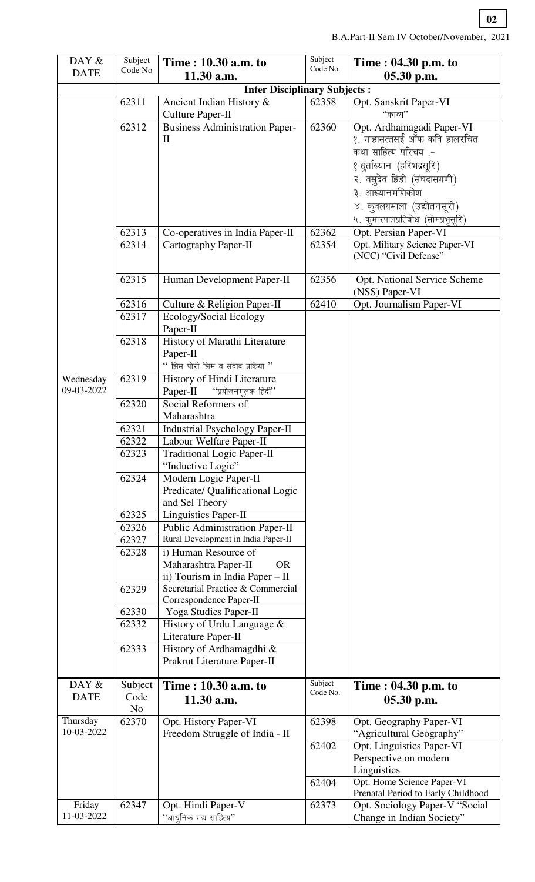B.A.Part-II Sem IV October/November, 2021

| DAY & DATE | Subject Code No | Time : 10.30 a.m. to 11.30 a.m. | Subject Code No. | Time : 04.30 p.m. to 05.30 p.m. |
|---|---|---|---|---|
| | **Inter Disciplinary Subjects :** | | | |
| Wednesday 09-03-2022 | 62311 | Ancient Indian History & Culture Paper-II | 62358 | Opt. Sanskrit Paper-VI "काव्य" |
| | 62312 | Business Administration Paper-II | 62360 | Opt. Ardhamagadi Paper-VI<br>१. गाहासत्तसई ऑफ कवि हालरचित कथा साहित्य परिचय :-<br>१.धुर्ताख्यान (हरिभद्रसूरि)<br>२. वसुदेव हिंडी (संघदासगणी)<br>३. आख्यानमणिकोश<br>४. कुवलयमाला (उद्योतनसूरी)<br>५. कुमारपालप्रतिबोध (सोमप्रभुसूरि) |
| | 62313 | Co-operatives in India Paper-II | 62362 | Opt. Persian Paper-VI |
| | 62314 | Cartography Paper-II | 62354 | Opt. Military Science Paper-VI (NCC) "Civil Defense" |
| | 62315 | Human Development Paper-II | 62356 | Opt. National Service Scheme (NSS) Paper-VI |
| | 62316 | Culture & Religion Paper-II | 62410 | Opt. Journalism Paper-VI |
| | 62317 | Ecology/Social Ecology Paper-II | | |
| | 62318 | History of Marathi Literature Paper-II " क्षिम पोरी क्षिम व संवाद प्रक्रिया " | | |
| | 62319 | History of Hindi Literature Paper-II "प्रयोजनमूलक हिंदी" | | |
| | 62320 | Social Reformers of Maharashtra | | |
| | 62321 | Industrial Psychology Paper-II | | |
| | 62322 | Labour Welfare Paper-II | | |
| | 62323 | Traditional Logic Paper-II "Inductive Logic" | | |
| | 62324 | Modern Logic Paper-II Predicate/ Qualificational Logic and Sel Theory | | |
| | 62325 | Linguistics Paper-II | | |
| | 62326 | Public Administration Paper-II | | |
| | 62327 | Rural Development in India Paper-II | | |
| | 62328 | i) Human Resource of Maharashtra Paper-II OR<br>ii) Tourism in India Paper – II | | |
| | 62329 | Secretarial Practice & Commercial Correspondence Paper-II | | |
| | 62330 | Yoga Studies Paper-II | | |
| | 62332 | History of Urdu Language & Literature Paper-II | | |
| | 62333 | History of Ardhamagdhi & Prakrut Literature Paper-II | | |

| DAY & DATE | Subject Code No | Time : 10.30 a.m. to 11.30 a.m. | Subject Code No. | Time : 04.30 p.m. to 05.30 p.m. |
|---|---|---|---|---|
| Thursday 10-03-2022 | 62370 | Opt. History Paper-VI Freedom Struggle of India - II | 62398 | Opt. Geography Paper-VI "Agricultural Geography" |
| | | | 62402 | Opt. Linguistics Paper-VI Perspective on modern Linguistics |
| | | | 62404 | Opt. Home Science Paper-VI Prenatal Period to Early Childhood |
| Friday 11-03-2022 | 62347 | Opt. Hindi Paper-V "आधुनिक गद्य साहित्य" | 62373 | Opt. Sociology Paper-V "Social Change in Indian Society" |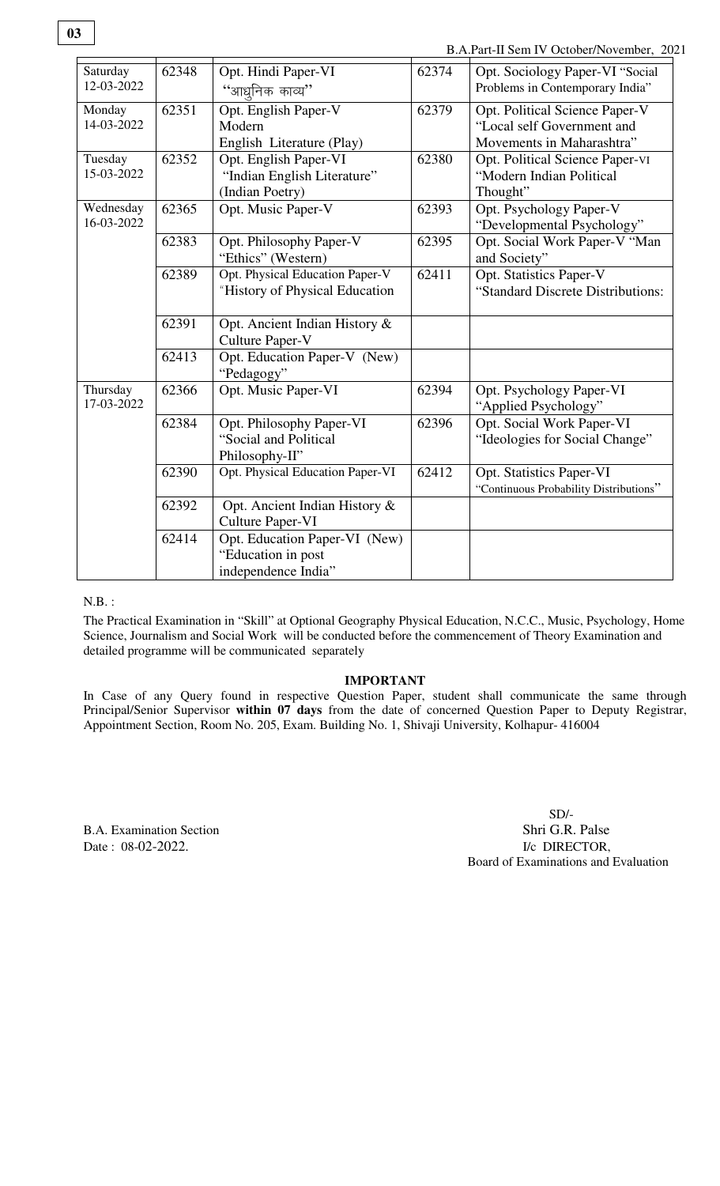| | | | | |
|---|---|---|---|---|
| Saturday 12-03-2022 | 62348 | Opt. Hindi Paper-VI "आधुनिक काव्य" | 62374 | Opt. Sociology Paper-VI "Social Problems in Contemporary India" |
| Monday 14-03-2022 | 62351 | Opt. English Paper-V Modern English Literature (Play) | 62379 | Opt. Political Science Paper-V "Local self Government and Movements in Maharashtra" |
| Tuesday 15-03-2022 | 62352 | Opt. English Paper-VI "Indian English Literature" (Indian Poetry) | 62380 | Opt. Political Science Paper-VI "Modern Indian Political Thought" |
| Wednesday 16-03-2022 | 62365 | Opt. Music Paper-V | 62393 | Opt. Psychology Paper-V "Developmental Psychology" |
| | 62383 | Opt. Philosophy Paper-V "Ethics" (Western) | 62395 | Opt. Social Work Paper-V "Man and Society" |
| | 62389 | Opt. Physical Education Paper-V "History of Physical Education | 62411 | Opt. Statistics Paper-V "Standard Discrete Distributions: |
| | 62391 | Opt. Ancient Indian History & Culture Paper-V | | |
| | 62413 | Opt. Education Paper-V (New) "Pedagogy" | | |
| Thursday 17-03-2022 | 62366 | Opt. Music Paper-VI | 62394 | Opt. Psychology Paper-VI "Applied Psychology" |
| | 62384 | Opt. Philosophy Paper-VI "Social and Political Philosophy-II" | 62396 | Opt. Social Work Paper-VI "Ideologies for Social Change" |
| | 62390 | Opt. Physical Education Paper-VI | 62412 | Opt. Statistics Paper-VI "Continuous Probability Distributions" |
| | 62392 | Opt. Ancient Indian History & Culture Paper-VI | | |
| | 62414 | Opt. Education Paper-VI (New) "Education in post independence India" | | |

N.B. :

The Practical Examination in "Skill" at Optional Geography Physical Education, N.C.C., Music, Psychology, Home Science, Journalism and Social Work will be conducted before the commencement of Theory Examination and detailed programme will be communicated separately

**IMPORTANT**

In Case of any Query found in respective Question Paper, student shall communicate the same through Principal/Senior Supervisor **within 07 days** from the date of concerned Question Paper to Deputy Registrar, Appointment Section, Room No. 205, Exam. Building No. 1, Shivaji University, Kolhapur- 416004

SD/-

Shri G.R. Palse

I/c DIRECTOR,

Board of Examinations and Evaluation

B.A. Examination Section

Date : 08-02-2022.